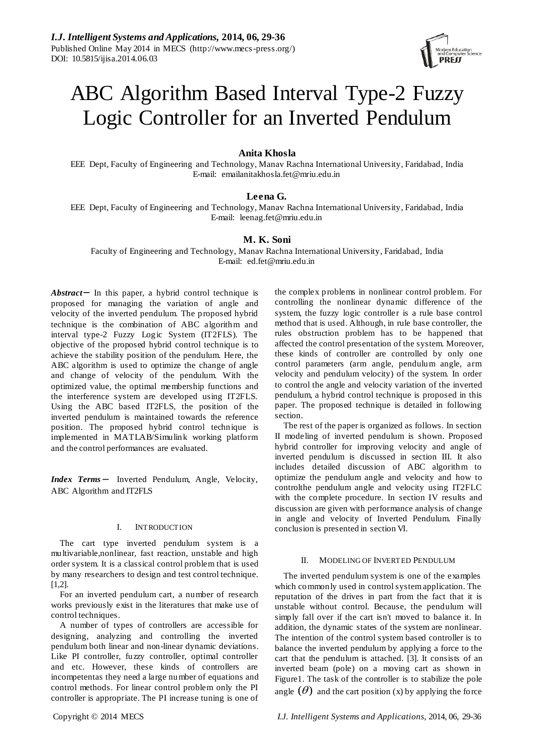# ABC Algorithm Based Interval Type-2 Fuzzy Logic Controller for an Inverted Pendulum

**Anita Khosla**

EEE Dept, Faculty of Engineering and Technology, Manav Rachna International University, Faridabad, India
E-mail: emailanitakhosla.fet@mriu.edu.in

**Leena G.**

EEE Dept, Faculty of Engineering and Technology, Manav Rachna International University, Faridabad, India
E-mail: leenag.fet@mriu.edu.in

**M. K. Soni**

Faculty of Engineering and Technology, Manav Rachna International University, Faridabad, India
E-mail: ed.fet@mriu.edu.in

***Abstract*—** In this paper, a hybrid control technique is proposed for managing the variation of angle and velocity of the inverted pendulum. The proposed hybrid technique is the combination of ABC algorithm and interval type-2 Fuzzy Logic System (IT2FLS). The objective of the proposed hybrid control technique is to achieve the stability position of the pendulum. Here, the ABC algorithm is used to optimize the change of angle and change of velocity of the pendulum. With the optimized value, the optimal membership functions and the interference system are developed using IT2FLS. Using the ABC based IT2FLS, the position of the inverted pendulum is maintained towards the reference position. The proposed hybrid control technique is implemented in MATLAB/Simulink working platform and the control performances are evaluated.

***Index Terms*—** Inverted Pendulum, Angle, Velocity, ABC Algorithm and IT2FLS

## I. INTRODUCTION

The cart type inverted pendulum system is a multivariable,nonlinear, fast reaction, unstable and high order system. It is a classical control problem that is used by many researchers to design and test control technique. [1,2].

For an inverted pendulum cart, a number of research works previously exist in the literatures that make use of control techniques.

A number of types of controllers are accessible for designing, analyzing and controlling the inverted pendulum both linear and non-linear dynamic deviations. Like PI controller, fuzzy controller, optimal controller and etc. However, these kinds of controllers are incompetentas they need a large number of equations and control methods. For linear control problem only the PI controller is appropriate. The PI increase tuning is one of the complex problems in nonlinear control problem. For controlling the nonlinear dynamic difference of the system, the fuzzy logic controller is a rule base control method that is used. Although, in rule base controller, the rules obstruction problem has to be happened that affected the control presentation of the system. Moreover, these kinds of controller are controlled by only one control parameters (arm angle, pendulum angle, arm velocity and pendulum velocity) of the system. In order to control the angle and velocity variation of the inverted pendulum, a hybrid control technique is proposed in this paper. The proposed technique is detailed in following section.

The rest of the paper is organized as follows. In section II modeling of inverted pendulum is shown. Proposed hybrid controller for improving velocity and angle of inverted pendulum is discussed in section III. It also includes detailed discussion of ABC algorithm to optimize the pendulum angle and velocity and how to controlthe pendulum angle and velocity using IT2FLC with the complete procedure. In section IV results and discussion are given with performance analysis of change in angle and velocity of Inverted Pendulum. Finally conclusion is presented in section VI.

## II. MODELING OF INVERTED PENDULUM

The inverted pendulum system is one of the examples which commonly used in control system application. The reputation of the drives in part from the fact that it is unstable without control. Because, the pendulum will simply fall over if the cart isn't moved to balance it. In addition, the dynamic states of the system are nonlinear. The intention of the control system based controller is to balance the inverted pendulum by applying a force to the cart that the pendulum is attached. [3]. It consists of an inverted beam (pole) on a moving cart as shown in Figure1. The task of the controller is to stabilize the pole angle $(\theta)$ and the cart position (x) by applying the force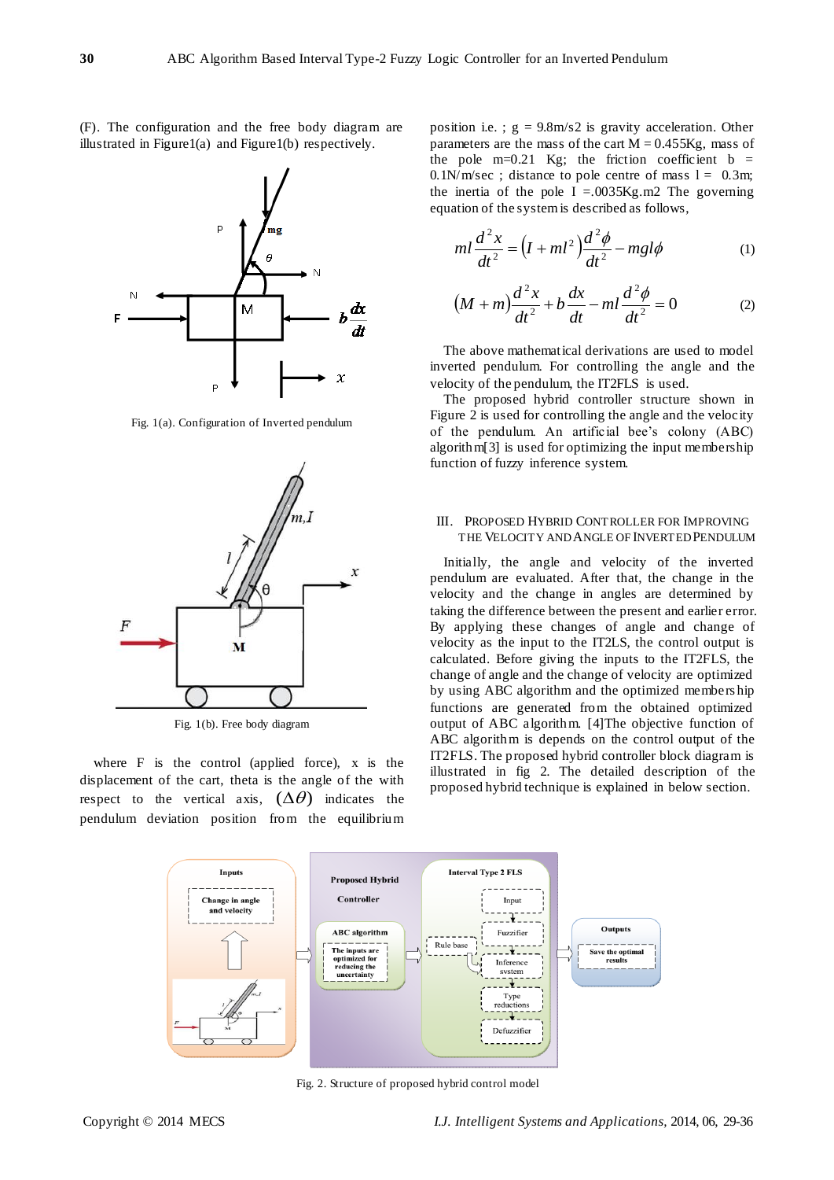(F). The configuration and the free body diagram are illustrated in Figure1(a) and Figure1(b) respectively.

Fig. 1(a). Configuration of Inverted pendulum

Fig. 1(b). Free body diagram

where F is the control (applied force), x is the displacement of the cart, theta is the angle of the with respect to the vertical axis, $(\Delta\theta)$ indicates the pendulum deviation position from the equilibrium position i.e. ; g = 9.8m/s2 is gravity acceleration. Other parameters are the mass of the cart M = 0.455Kg, mass of the pole m=0.21 Kg; the friction coefficient b = 0.1N/m/sec ; distance to pole centre of mass l = 0.3m; the inertia of the pole I =.0035Kg.m2 The governing equation of the system is described as follows,

$$ml\frac{d^2x}{dt^2} = \left(I + ml^2\right)\frac{d^2\phi}{dt^2} - mgl\phi \tag{1}$$

$$(M+m)\frac{d^2x}{dt^2} + b\frac{dx}{dt} - ml\frac{d^2\phi}{dt^2} = 0 \tag{2}$$

The above mathematical derivations are used to model inverted pendulum. For controlling the angle and the velocity of the pendulum, the IT2FLS is used.

The proposed hybrid controller structure shown in Figure 2 is used for controlling the angle and the velocity of the pendulum. An artificial bee's colony (ABC) algorithm[3] is used for optimizing the input membership function of fuzzy inference system.

## III. Proposed Hybrid Controller for Improving the Velocity and Angle of Inverted Pendulum

Initially, the angle and velocity of the inverted pendulum are evaluated. After that, the change in the velocity and the change in angles are determined by taking the difference between the present and earlier error. By applying these changes of angle and change of velocity as the input to the IT2LS, the control output is calculated. Before giving the inputs to the IT2FLS, the change of angle and the change of velocity are optimized by using ABC algorithm and the optimized membership functions are generated from the obtained optimized output of ABC algorithm. [4]The objective function of ABC algorithm is depends on the control output of the IT2FLS. The proposed hybrid controller block diagram is illustrated in fig 2. The detailed description of the proposed hybrid technique is explained in below section.

Fig. 2. Structure of proposed hybrid control model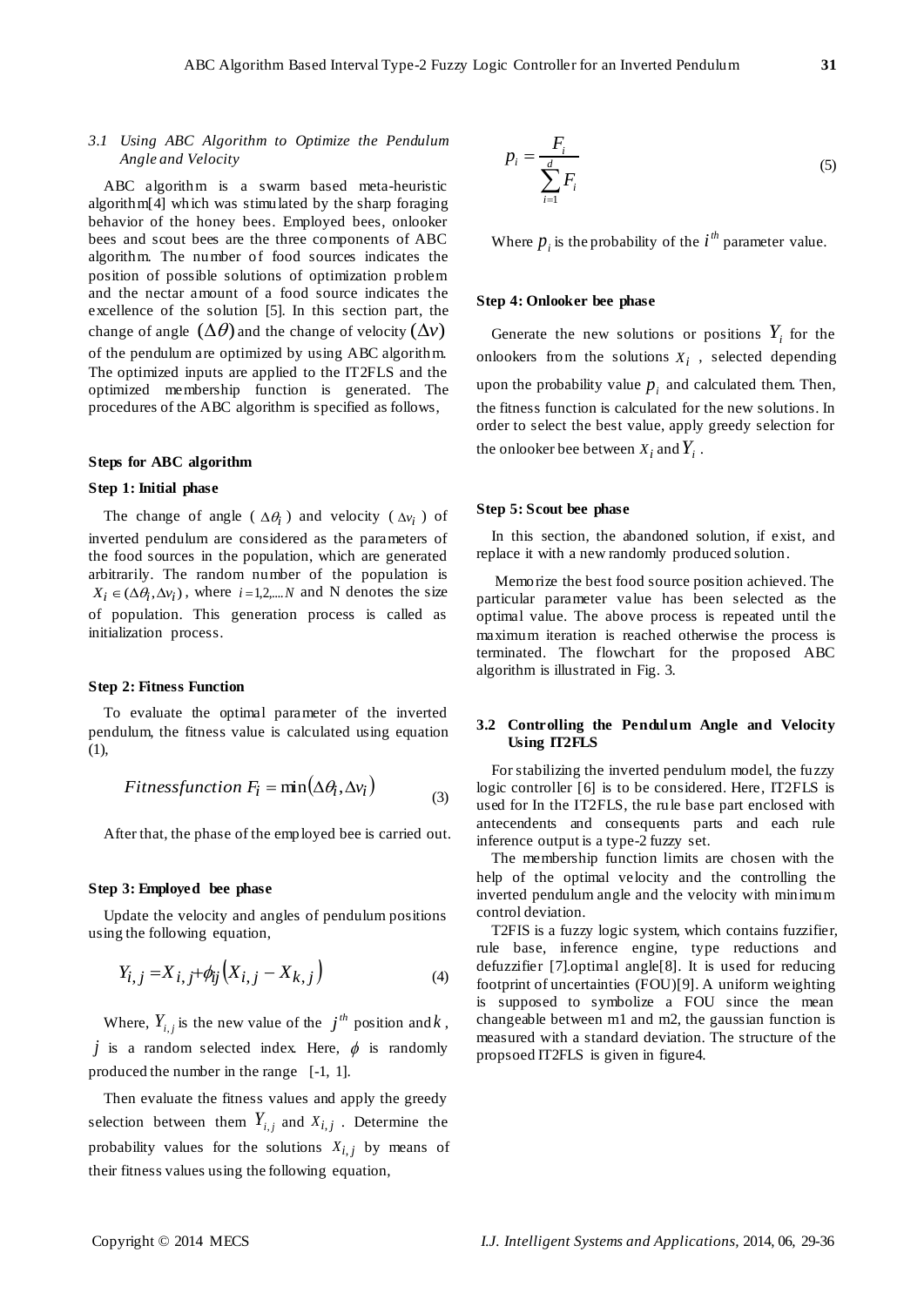### 3.1 Using ABC Algorithm to Optimize the Pendulum Angle and Velocity

ABC algorithm is a swarm based meta-heuristic algorithm[4] which was stimulated by the sharp foraging behavior of the honey bees. Employed bees, onlooker bees and scout bees are the three components of ABC algorithm. The number of food sources indicates the position of possible solutions of optimization problem and the nectar amount of a food source indicates the excellence of the solution [5]. In this section part, the change of angle $(\Delta\theta)$ and the change of velocity $(\Delta v)$ of the pendulum are optimized by using ABC algorithm. The optimized inputs are applied to the IT2FLS and the optimized membership function is generated. The procedures of the ABC algorithm is specified as follows,

**Steps for ABC algorithm**

**Step 1: Initial phase**

The change of angle ( $\Delta\theta_i$ ) and velocity ( $\Delta v_i$ ) of inverted pendulum are considered as the parameters of the food sources in the population, which are generated arbitrarily. The random number of the population is $X_i \in (\Delta\theta_i, \Delta v_i)$ , where $i = 1,2,....N$ and N denotes the size of population. This generation process is called as initialization process.

**Step 2: Fitness Function**

To evaluate the optimal parameter of the inverted pendulum, the fitness value is calculated using equation (1),

$$Fitnessfunction\ F_i = \min(\Delta\theta_i, \Delta v_i) \tag{3}$$

After that, the phase of the employed bee is carried out.

**Step 3: Employed bee phase**

Update the velocity and angles of pendulum positions using the following equation,

$$Y_{i,j} = X_{i,j} + \phi_{ij}\left(X_{i,j} - X_{k,j}\right) \tag{4}$$

Where, $Y_{i,j}$ is the new value of the $j^{th}$ position and $k$ , $j$ is a random selected index. Here, $\phi$ is randomly produced the number in the range [-1, 1].

Then evaluate the fitness values and apply the greedy selection between them $Y_{i,j}$ and $X_{i,j}$ . Determine the probability values for the solutions $X_{i,j}$ by means of their fitness values using the following equation,

$$p_i = \frac{F_i}{\sum_{i=1}^{d} F_i} \tag{5}$$

Where $p_i$ is the probability of the $i^{th}$ parameter value.

**Step 4: Onlooker bee phase**

Generate the new solutions or positions $Y_i$ for the onlookers from the solutions $X_i$ , selected depending upon the probability value $p_i$ and calculated them. Then, the fitness function is calculated for the new solutions. In order to select the best value, apply greedy selection for the onlooker bee between $X_i$ and $Y_i$ .

**Step 5: Scout bee phase**

In this section, the abandoned solution, if exist, and replace it with a new randomly produced solution.

Memorize the best food source position achieved. The particular parameter value has been selected as the optimal value. The above process is repeated until the maximum iteration is reached otherwise the process is terminated. The flowchart for the proposed ABC algorithm is illustrated in Fig. 3.

### 3.2 Controlling the Pendulum Angle and Velocity Using IT2FLS

For stabilizing the inverted pendulum model, the fuzzy logic controller [6] is to be considered. Here, IT2FLS is used for In the IT2FLS, the rule base part enclosed with antecendents and consequents parts and each rule inference output is a type-2 fuzzy set.

The membership function limits are chosen with the help of the optimal velocity and the controlling the inverted pendulum angle and the velocity with minimum control deviation.

T2FIS is a fuzzy logic system, which contains fuzzifier, rule base, inference engine, type reductions and defuzzifier [7].optimal angle[8]. It is used for reducing footprint of uncertainties (FOU)[9]. A uniform weighting is supposed to symbolize a FOU since the mean changeable between m1 and m2, the gaussian function is measured with a standard deviation. The structure of the propsoed IT2FLS is given in figure4.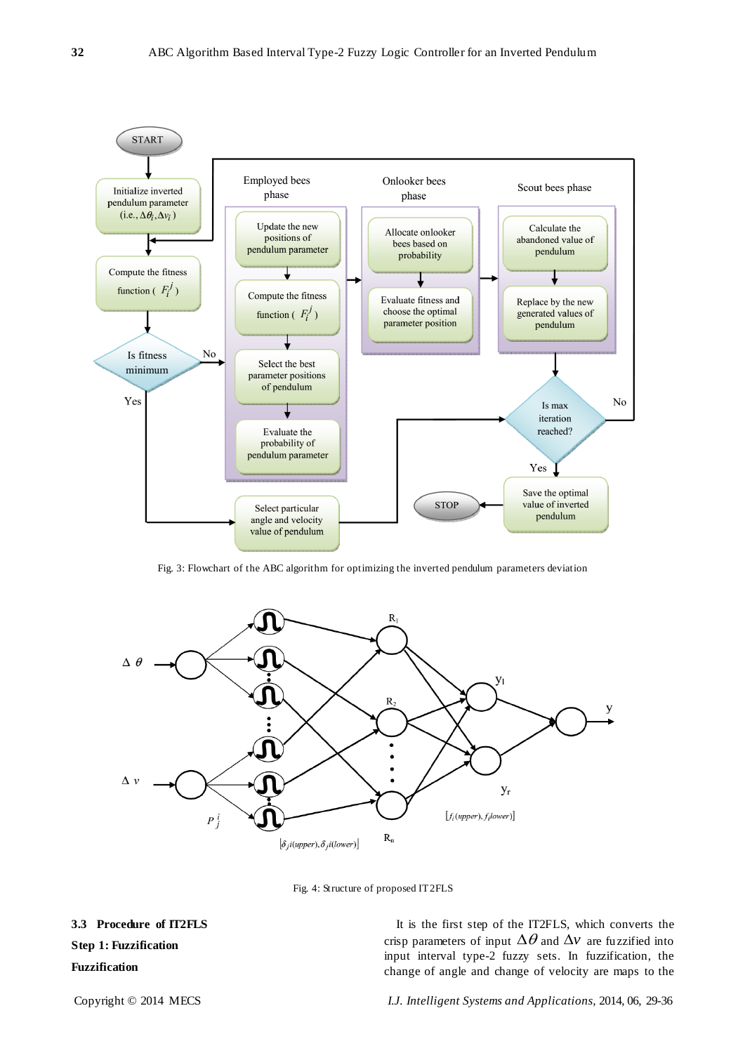Fig. 3: Flowchart of the ABC algorithm for optimizing the inverted pendulum parameters deviation

Fig. 4: Structure of proposed IT2FLS

### 3.3 Procedure of IT2FLS

**Step 1: Fuzzification**

**Fuzzification**

It is the first step of the IT2FLS, which converts the crisp parameters of input $\Delta\theta$ and $\Delta v$ are fuzzified into input interval type-2 fuzzy sets. In fuzzification, the change of angle and change of velocity are maps to the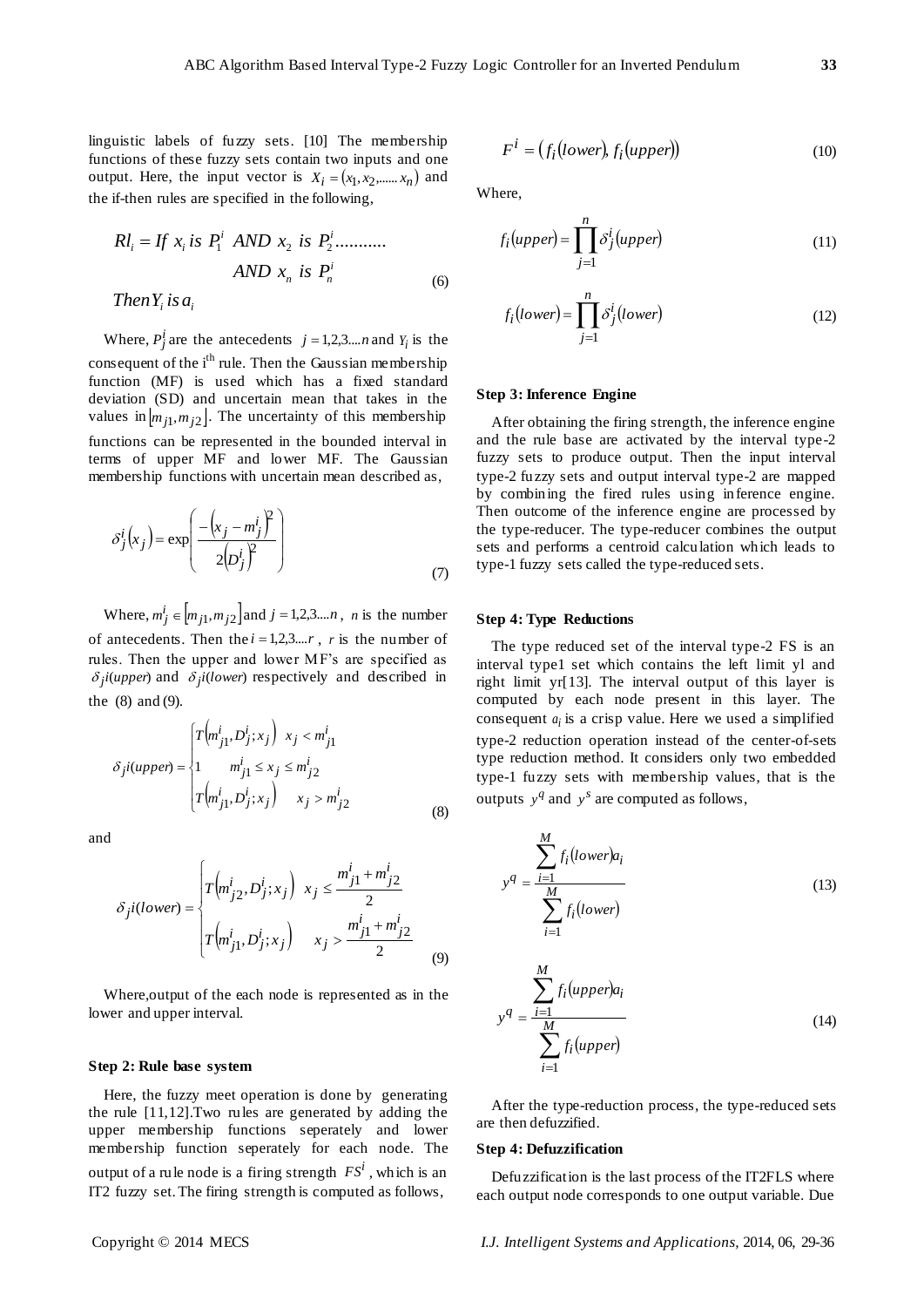linguistic labels of fuzzy sets. [10] The membership functions of these fuzzy sets contain two inputs and one output. Here, the input vector is $X_i = (x_1, x_2, ...... x_n)$ and the if-then rules are specified in the following,

$$Rl_i = If\ x_i\ is\ P_1^i\ AND\ x_2\ is\ P_2^i ........... AND\ x_n\ is\ P_n^i \quad Then Y_i\ is\ a_i \tag{6}$$

Where, $P_j^i$ are the antecedents $j = 1,2,3....n$ and $Y_i$ is the consequent of the i[th] rule. Then the Gaussian membership function (MF) is used which has a fixed standard deviation (SD) and uncertain mean that takes in the values in $[m_{j1}, m_{j2}]$. The uncertainty of this membership functions can be represented in the bounded interval in terms of upper MF and lower MF. The Gaussian membership functions with uncertain mean described as,

$$\delta_j^i(x_j) = \exp\left(\frac{-\left(x_j - m_j^i\right)^2}{2\left(D_j^i\right)^2}\right) \tag{7}$$

Where, $m_j^i \in [m_{j1}, m_{j2}]$ and $j = 1,2,3....n$, $n$ is the number of antecedents. Then the $i = 1,2,3....r$, $r$ is the number of rules. Then the upper and lower MF's are specified as $\delta_j i(upper)$ and $\delta_j i(lower)$ respectively and described in the (8) and (9).

$$\delta_j i(upper) = \begin{cases} T\left(m_{j1}^i, D_j^i; x_j\right) & x_j < m_{j1}^i \\ 1 & m_{j1}^i \le x_j \le m_{j2}^i \\ T\left(m_{j1}^i, D_j^i; x_j\right) & x_j > m_{j2}^i \end{cases} \tag{8}$$

and

$$\delta_j i(lower) = \begin{cases} T\left(m_{j2}^i, D_j^i; x_j\right) & x_j \le \dfrac{m_{j1}^i + m_{j2}^i}{2} \\ T\left(m_{j1}^i, D_j^i; x_j\right) & x_j > \dfrac{m_{j1}^i + m_{j2}^i}{2} \end{cases} \tag{9}$$

Where,output of the each node is represented as in the lower and upper interval.

#### Step 2: Rule base system

Here, the fuzzy meet operation is done by generating the rule [11,12].Two rules are generated by adding the upper membership functions seperately and lower membership function seperately for each node. The output of a rule node is a firing strength $FS^i$, which is an IT2 fuzzy set. The firing strength is computed as follows,

$$F^i = \left(f_i(lower), f_i(upper)\right) \tag{10}$$

Where,

$$f_i(upper) = \prod_{j=1}^{n} \delta_j^i(upper) \tag{11}$$

$$f_i(lower) = \prod_{j=1}^{n} \delta_j^i(lower) \tag{12}$$

#### Step 3: Inference Engine

After obtaining the firing strength, the inference engine and the rule base are activated by the interval type-2 fuzzy sets to produce output. Then the input interval type-2 fuzzy sets and output interval type-2 are mapped by combining the fired rules using inference engine. Then outcome of the inference engine are processed by the type-reducer. The type-reducer combines the output sets and performs a centroid calculation which leads to type-1 fuzzy sets called the type-reduced sets.

#### Step 4: Type Reductions

The type reduced set of the interval type-2 FS is an interval type1 set which contains the left limit yl and right limit yr[13]. The interval output of this layer is computed by each node present in this layer. The consequent $a_i$ is a crisp value. Here we used a simplified type-2 reduction operation instead of the center-of-sets type reduction method. It considers only two embedded type-1 fuzzy sets with membership values, that is the outputs $y^q$ and $y^s$ are computed as follows,

$$y^q = \frac{\sum_{i=1}^{M} f_i(lower) a_i}{\sum_{i=1}^{M} f_i(lower)} \tag{13}$$

$$y^q = \frac{\sum_{i=1}^{M} f_i(upper) a_i}{\sum_{i=1}^{M} f_i(upper)} \tag{14}$$

After the type-reduction process, the type-reduced sets are then defuzzified.

#### Step 4: Defuzzification

Defuzzification is the last process of the IT2FLS where each output node corresponds to one output variable. Due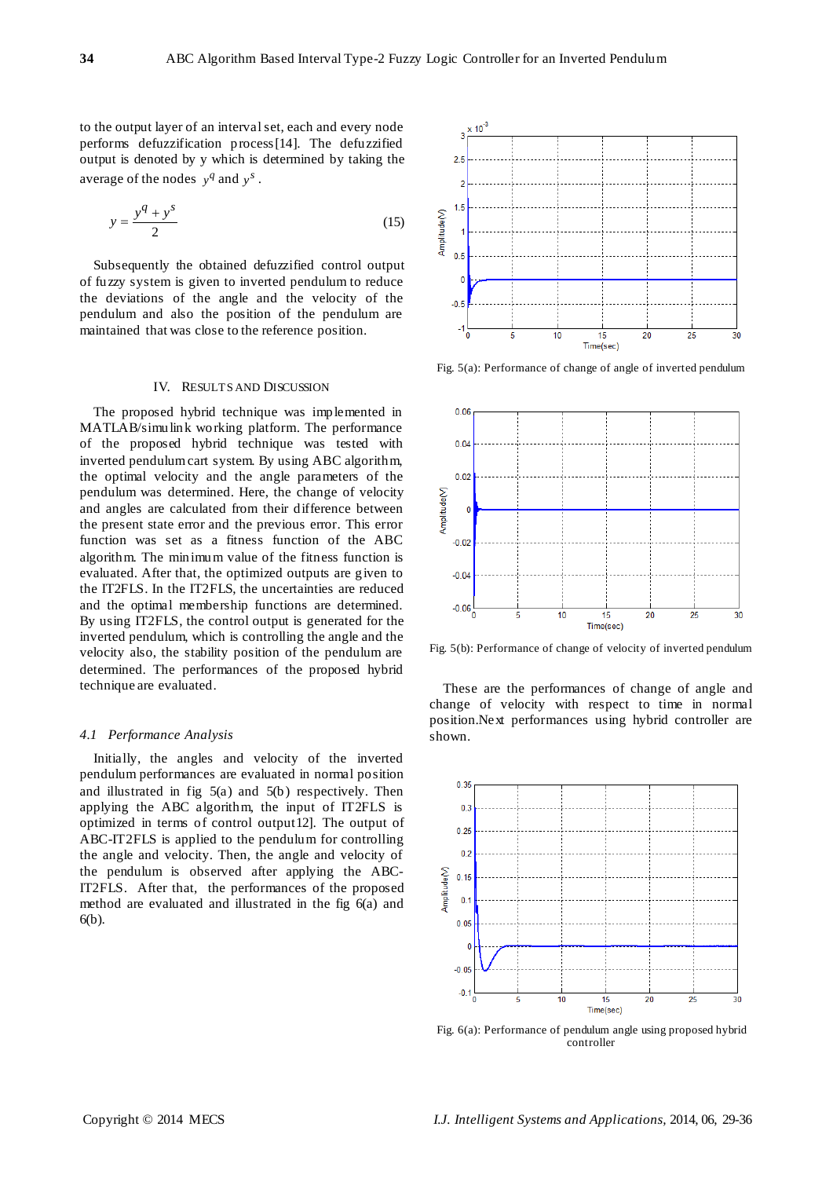to the output layer of an interval set, each and every node performs defuzzification process[14]. The defuzzified output is denoted by y which is determined by taking the average of the nodes $y^q$ and $y^s$.

$$y = \frac{y^q + y^s}{2} \tag{15}$$

Subsequently the obtained defuzzified control output of fuzzy system is given to inverted pendulum to reduce the deviations of the angle and the velocity of the pendulum and also the position of the pendulum are maintained that was close to the reference position.

## IV. Results and Discussion

The proposed hybrid technique was implemented in MATLAB/simulink working platform. The performance of the proposed hybrid technique was tested with inverted pendulum cart system. By using ABC algorithm, the optimal velocity and the angle parameters of the pendulum was determined. Here, the change of velocity and angles are calculated from their difference between the present state error and the previous error. This error function was set as a fitness function of the ABC algorithm. The minimum value of the fitness function is evaluated. After that, the optimized outputs are given to the IT2FLS. In the IT2FLS, the uncertainties are reduced and the optimal membership functions are determined. By using IT2FLS, the control output is generated for the inverted pendulum, which is controlling the angle and the velocity also, the stability position of the pendulum are determined. The performances of the proposed hybrid technique are evaluated.

### *4.1 Performance Analysis*

Initially, the angles and velocity of the inverted pendulum performances are evaluated in normal position and illustrated in fig 5(a) and 5(b) respectively. Then applying the ABC algorithm, the input of IT2FLS is optimized in terms of control output12]. The output of ABC-IT2FLS is applied to the pendulum for controlling the angle and velocity. Then, the angle and velocity of the pendulum is observed after applying the ABC-IT2FLS. After that, the performances of the proposed method are evaluated and illustrated in the fig 6(a) and 6(b).

Fig. 5(a): Performance of change of angle of inverted pendulum

Fig. 5(b): Performance of change of velocity of inverted pendulum

These are the performances of change of angle and change of velocity with respect to time in normal position.Next performances using hybrid controller are shown.

Fig. 6(a): Performance of pendulum angle using proposed hybrid controller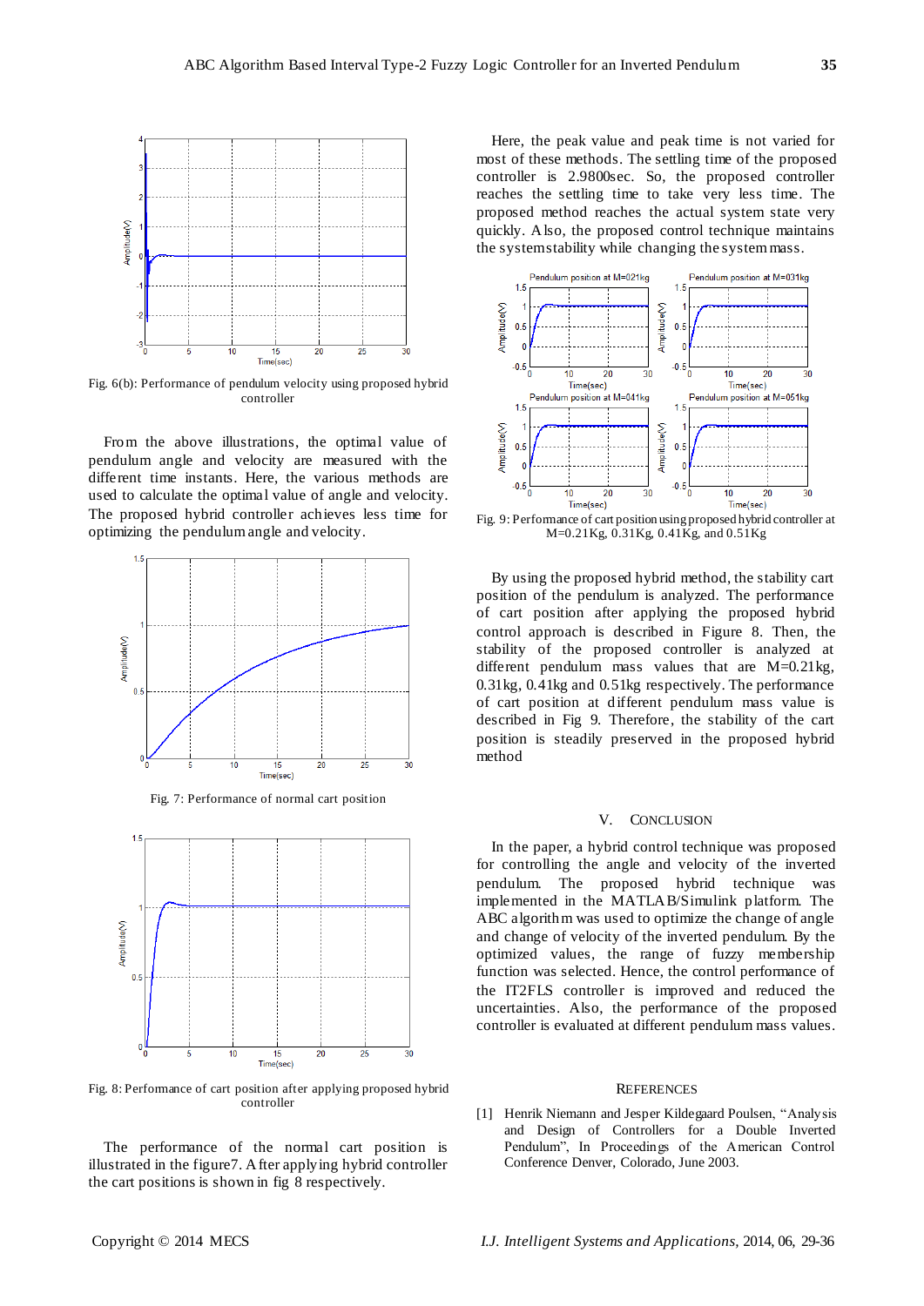Fig. 6(b): Performance of pendulum velocity using proposed hybrid controller

From the above illustrations, the optimal value of pendulum angle and velocity are measured with the different time instants. Here, the various methods are used to calculate the optimal value of angle and velocity. The proposed hybrid controller achieves less time for optimizing the pendulum angle and velocity.

Fig. 7: Performance of normal cart position

Fig. 8: Performance of cart position after applying proposed hybrid controller

The performance of the normal cart position is illustrated in the figure7. After applying hybrid controller the cart positions is shown in fig 8 respectively.

Here, the peak value and peak time is not varied for most of these methods. The settling time of the proposed controller is 2.9800sec. So, the proposed controller reaches the settling time to take very less time. The proposed method reaches the actual system state very quickly. Also, the proposed control technique maintains the system stability while changing the system mass.

Fig. 9: Performance of cart position using proposed hybrid controller at M=0.21Kg, 0.31Kg, 0.41Kg, and 0.51Kg

By using the proposed hybrid method, the stability cart position of the pendulum is analyzed. The performance of cart position after applying the proposed hybrid control approach is described in Figure 8. Then, the stability of the proposed controller is analyzed at different pendulum mass values that are M=0.21kg, 0.31kg, 0.41kg and 0.51kg respectively. The performance of cart position at different pendulum mass value is described in Fig 9. Therefore, the stability of the cart position is steadily preserved in the proposed hybrid method

## V. CONCLUSION

In the paper, a hybrid control technique was proposed for controlling the angle and velocity of the inverted pendulum. The proposed hybrid technique was implemented in the MATLAB/Simulink platform. The ABC algorithm was used to optimize the change of angle and change of velocity of the inverted pendulum. By the optimized values, the range of fuzzy membership function was selected. Hence, the control performance of the IT2FLS controller is improved and reduced the uncertainties. Also, the performance of the proposed controller is evaluated at different pendulum mass values.

## REFERENCES

[1] Henrik Niemann and Jesper Kildegaard Poulsen, "Analysis and Design of Controllers for a Double Inverted Pendulum", In Proceedings of the American Control Conference Denver, Colorado, June 2003.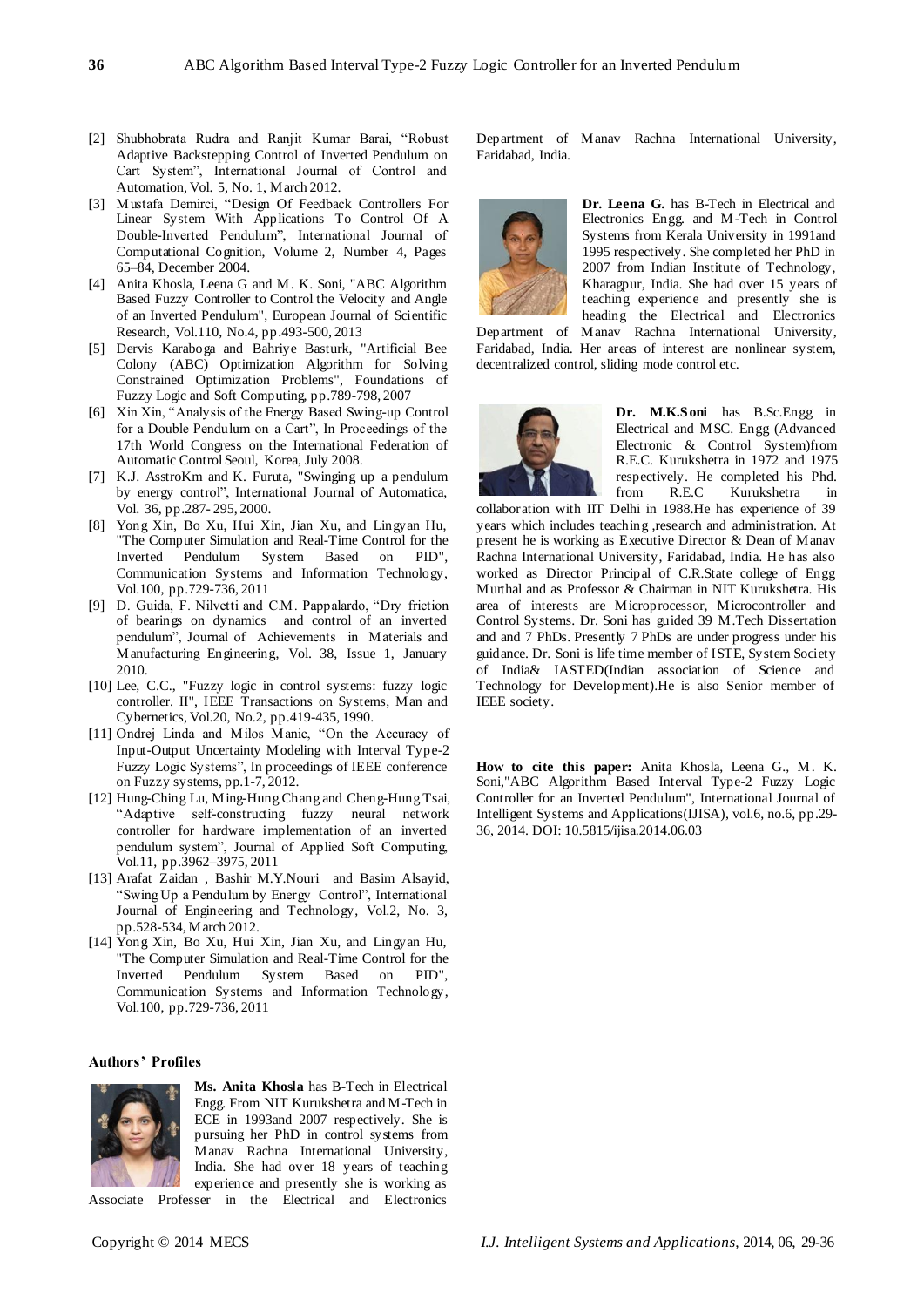[2] Shubhobrata Rudra and Ranjit Kumar Barai, "Robust Adaptive Backstepping Control of Inverted Pendulum on Cart System", International Journal of Control and Automation, Vol. 5, No. 1, March 2012.

[3] Mustafa Demirci, "Design Of Feedback Controllers For Linear System With Applications To Control Of A Double-Inverted Pendulum", International Journal of Computational Cognition, Volume 2, Number 4, Pages 65–84, December 2004.

[4] Anita Khosla, Leena G and M. K. Soni, "ABC Algorithm Based Fuzzy Controller to Control the Velocity and Angle of an Inverted Pendulum", European Journal of Scientific Research, Vol.110, No.4, pp.493-500, 2013

[5] Dervis Karaboga and Bahriye Basturk, "Artificial Bee Colony (ABC) Optimization Algorithm for Solving Constrained Optimization Problems", Foundations of Fuzzy Logic and Soft Computing, pp.789-798, 2007

[6] Xin Xin, "Analysis of the Energy Based Swing-up Control for a Double Pendulum on a Cart", In Proceedings of the 17th World Congress on the International Federation of Automatic Control Seoul, Korea, July 2008.

[7] K.J. AsstroKm and K. Furuta, "Swinging up a pendulum by energy control", International Journal of Automatica, Vol. 36, pp.287- 295, 2000.

[8] Yong Xin, Bo Xu, Hui Xin, Jian Xu, and Lingyan Hu, "The Computer Simulation and Real-Time Control for the Inverted Pendulum System Based on PID", Communication Systems and Information Technology, Vol.100, pp.729-736, 2011

[9] D. Guida, F. Nilvetti and C.M. Pappalardo, "Dry friction of bearings on dynamics and control of an inverted pendulum", Journal of Achievements in Materials and Manufacturing Engineering, Vol. 38, Issue 1, January 2010.

[10] Lee, C.C., "Fuzzy logic in control systems: fuzzy logic controller. II", IEEE Transactions on Systems, Man and Cybernetics, Vol.20, No.2, pp.419-435, 1990.

[11] Ondrej Linda and Milos Manic, "On the Accuracy of Input-Output Uncertainty Modeling with Interval Type-2 Fuzzy Logic Systems", In proceedings of IEEE conference on Fuzzy systems, pp.1-7, 2012.

[12] Hung-Ching Lu, Ming-Hung Chang and Cheng-Hung Tsai, "Adaptive self-constructing fuzzy neural network controller for hardware implementation of an inverted pendulum system", Journal of Applied Soft Computing, Vol.11, pp.3962–3975, 2011

[13] Arafat Zaidan , Bashir M.Y.Nouri and Basim Alsayid, "Swing Up a Pendulum by Energy Control", International Journal of Engineering and Technology, Vol.2, No. 3, pp.528-534, March 2012.

[14] Yong Xin, Bo Xu, Hui Xin, Jian Xu, and Lingyan Hu, "The Computer Simulation and Real-Time Control for the Inverted Pendulum System Based on PID", Communication Systems and Information Technology, Vol.100, pp.729-736, 2011

## Authors' Profiles

**Ms. Anita Khosla** has B-Tech in Electrical Engg. From NIT Kurukshetra and M-Tech in ECE in 1993and 2007 respectively. She is pursuing her PhD in control systems from Manav Rachna International University, India. She had over 18 years of teaching experience and presently she is working as Associate Professer in the Electrical and Electronics Department of Manav Rachna International University, Faridabad, India.

**Dr. Leena G.** has B-Tech in Electrical and Electronics Engg. and M-Tech in Control Systems from Kerala University in 1991and 1995 respectively. She completed her PhD in 2007 from Indian Institute of Technology, Kharagpur, India. She had over 15 years of teaching experience and presently she is heading the Electrical and Electronics Department of Manav Rachna International University, Faridabad, India. Her areas of interest are nonlinear system, decentralized control, sliding mode control etc.

**Dr. M.K.Soni** has B.Sc.Engg in Electrical and MSC. Engg (Advanced Electronic & Control System)from R.E.C. Kurukshetra in 1972 and 1975 respectively. He completed his Phd. from R.E.C Kurukshetra in collaboration with IIT Delhi in 1988.He has experience of 39 years which includes teaching ,research and administration. At present he is working as Executive Director & Dean of Manav Rachna International University, Faridabad, India. He has also worked as Director Principal of C.R.State college of Engg Murthal and as Professor & Chairman in NIT Kurukshetra. His area of interests are Microprocessor, Microcontroller and Control Systems. Dr. Soni has guided 39 M.Tech Dissertation and and 7 PhDs. Presently 7 PhDs are under progress under his guidance. Dr. Soni is life time member of ISTE, System Society of India& IASTED(Indian association of Science and Technology for Development).He is also Senior member of IEEE society.

**How to cite this paper:** Anita Khosla, Leena G., M. K. Soni,"ABC Algorithm Based Interval Type-2 Fuzzy Logic Controller for an Inverted Pendulum", International Journal of Intelligent Systems and Applications(IJISA), vol.6, no.6, pp.29-36, 2014. DOI: 10.5815/ijisa.2014.06.03